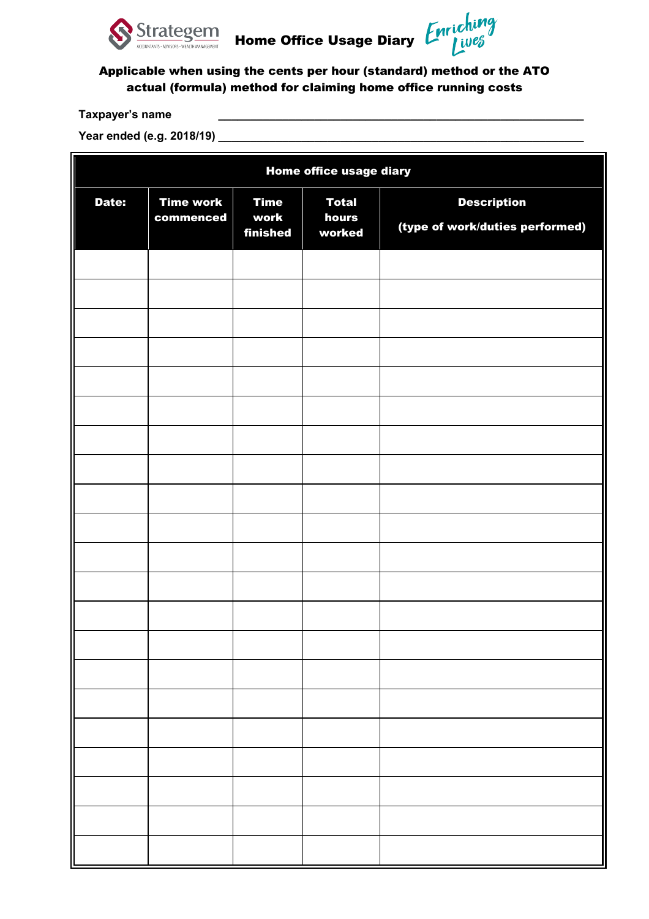# Strategem Home Office Usage Diary

Enriching Lives

**Applicable when using the cents per hour (standard) method or the ATO actual (formula) method for claiming home office running costs**

**Taxpayer's name** ________________________________________________

**Year ended (e.g. 2018/19)** ________________________________________________

| Home office usage diary | | | | |
|---|---|---|---|---|
| **Date:** | **Time work commenced** | **Time work finished** | **Total hours worked** | **Description (type of work/duties performed)** |
| | | | | |
| | | | | |
| | | | | |
| | | | | |
| | | | | |
| | | | | |
| | | | | |
| | | | | |
| | | | | |
| | | | | |
| | | | | |
| | | | | |
| | | | | |
| | | | | |
| | | | | |
| | | | | |
| | | | | |
| | | | | |
| | | | | |
| | | | | |
| | | | | |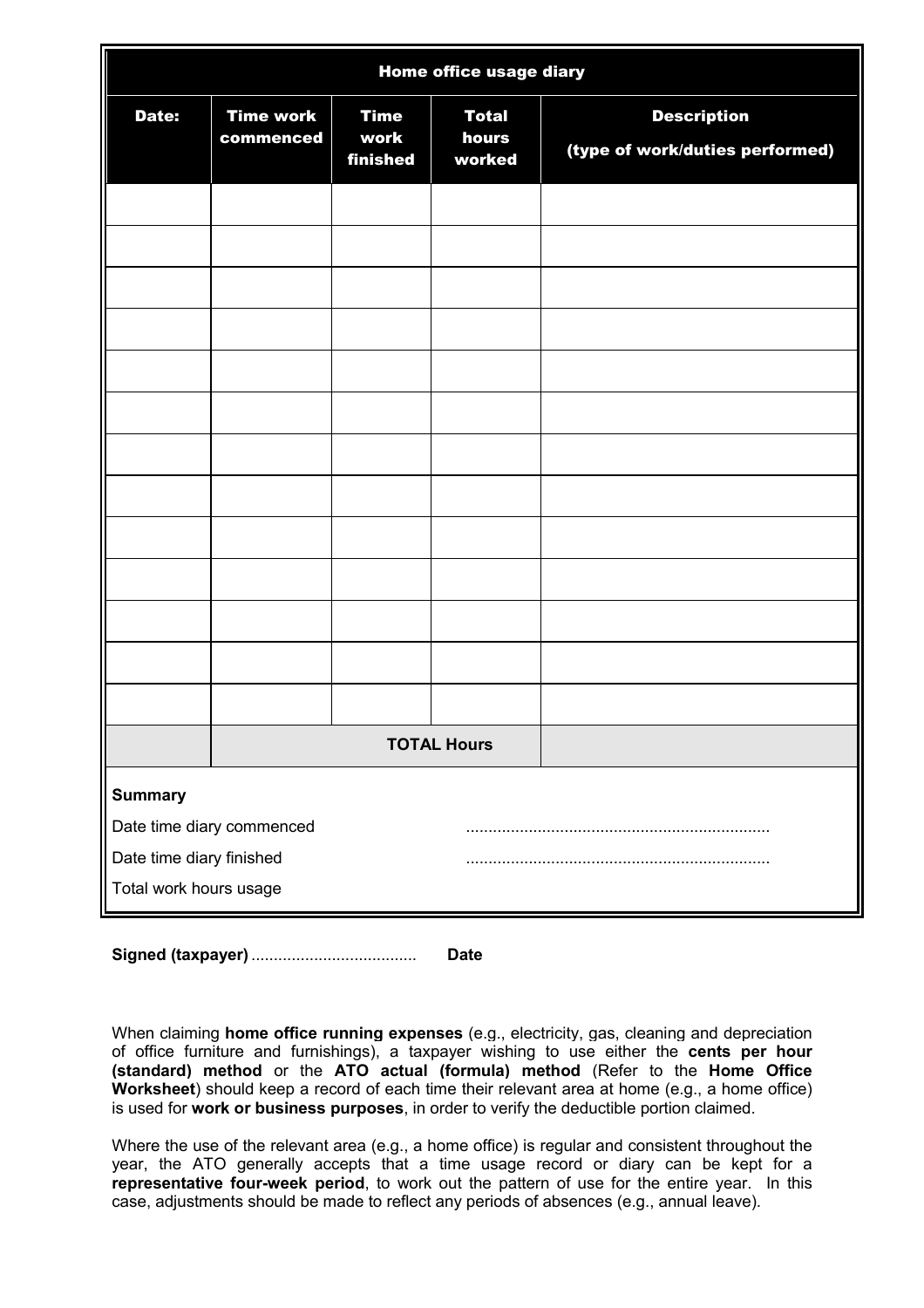| Home office usage diary | | | | |
|---|---|---|---|---|
| **Date:** | **Time work commenced** | **Time work finished** | **Total hours worked** | **Description (type of work/duties performed)** |
| | | | | |
| | | | | |
| | | | | |
| | | | | |
| | | | | |
| | | | | |
| | | | | |
| | | | | |
| | | | | |
| | | | | |
| | | | | |
| | | | | |
| | | | | |
| | **TOTAL Hours** | | | |

**Summary**

Date time diary commenced ...................................................................

Date time diary finished ...................................................................

Total work hours usage

**Signed (taxpayer)** .................................... **Date**

When claiming **home office running expenses** (e.g., electricity, gas, cleaning and depreciation of office furniture and furnishings), a taxpayer wishing to use either the **cents per hour (standard) method** or the **ATO actual (formula) method** (Refer to the **Home Office Worksheet**) should keep a record of each time their relevant area at home (e.g., a home office) is used for **work or business purposes**, in order to verify the deductible portion claimed.

Where the use of the relevant area (e.g., a home office) is regular and consistent throughout the year, the ATO generally accepts that a time usage record or diary can be kept for a **representative four-week period**, to work out the pattern of use for the entire year. In this case, adjustments should be made to reflect any periods of absences (e.g., annual leave).